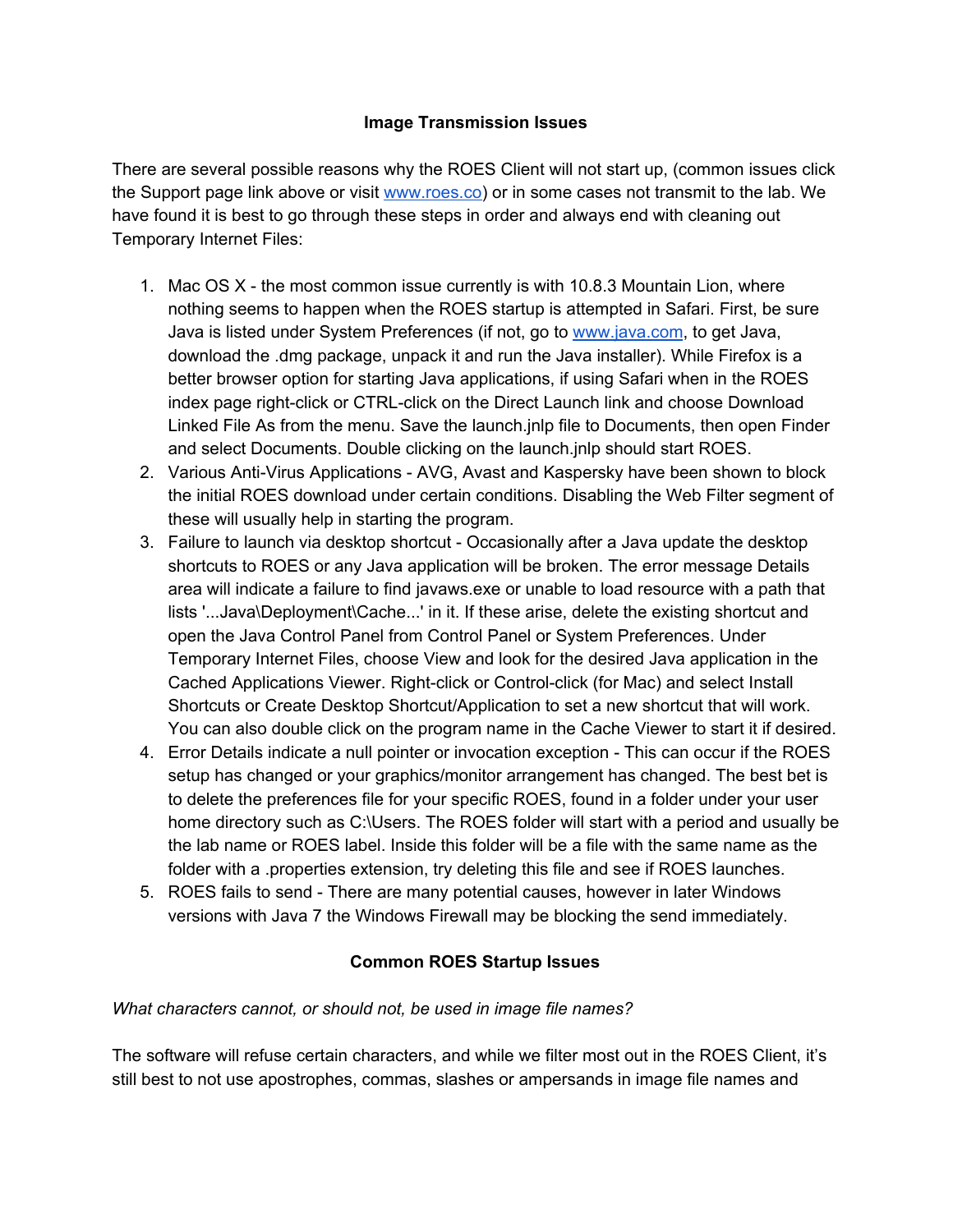## Image Transmission Issues

There are several possible reasons why the ROES Client will not start up, (common issues click the Support page link above or visit [www.roes.co](http://www.roes.co)) or in some cases not transmit to the lab. We have found it is best to go through these steps in order and always end with cleaning out Temporary Internet Files:

1. Mac OS X - the most common issue currently is with 10.8.3 Mountain Lion, where nothing seems to happen when the ROES startup is attempted in Safari. First, be sure Java is listed under System Preferences (if not, go to [www.java.com](http://www.java.com), to get Java, download the .dmg package, unpack it and run the Java installer). While Firefox is a better browser option for starting Java applications, if using Safari when in the ROES index page right-click or CTRL-click on the Direct Launch link and choose Download Linked File As from the menu. Save the launch.jnlp file to Documents, then open Finder and select Documents. Double clicking on the launch.jnlp should start ROES.
2. Various Anti-Virus Applications - AVG, Avast and Kaspersky have been shown to block the initial ROES download under certain conditions. Disabling the Web Filter segment of these will usually help in starting the program.
3. Failure to launch via desktop shortcut - Occasionally after a Java update the desktop shortcuts to ROES or any Java application will be broken. The error message Details area will indicate a failure to find javaws.exe or unable to load resource with a path that lists '...Java\Deployment\Cache...' in it. If these arise, delete the existing shortcut and open the Java Control Panel from Control Panel or System Preferences. Under Temporary Internet Files, choose View and look for the desired Java application in the Cached Applications Viewer. Right-click or Control-click (for Mac) and select Install Shortcuts or Create Desktop Shortcut/Application to set a new shortcut that will work. You can also double click on the program name in the Cache Viewer to start it if desired.
4. Error Details indicate a null pointer or invocation exception - This can occur if the ROES setup has changed or your graphics/monitor arrangement has changed. The best bet is to delete the preferences file for your specific ROES, found in a folder under your user home directory such as C:\Users. The ROES folder will start with a period and usually be the lab name or ROES label. Inside this folder will be a file with the same name as the folder with a .properties extension, try deleting this file and see if ROES launches.
5. ROES fails to send - There are many potential causes, however in later Windows versions with Java 7 the Windows Firewall may be blocking the send immediately.

## Common ROES Startup Issues

*What characters cannot, or should not, be used in image file names?*

The software will refuse certain characters, and while we filter most out in the ROES Client, it's still best to not use apostrophes, commas, slashes or ampersands in image file names and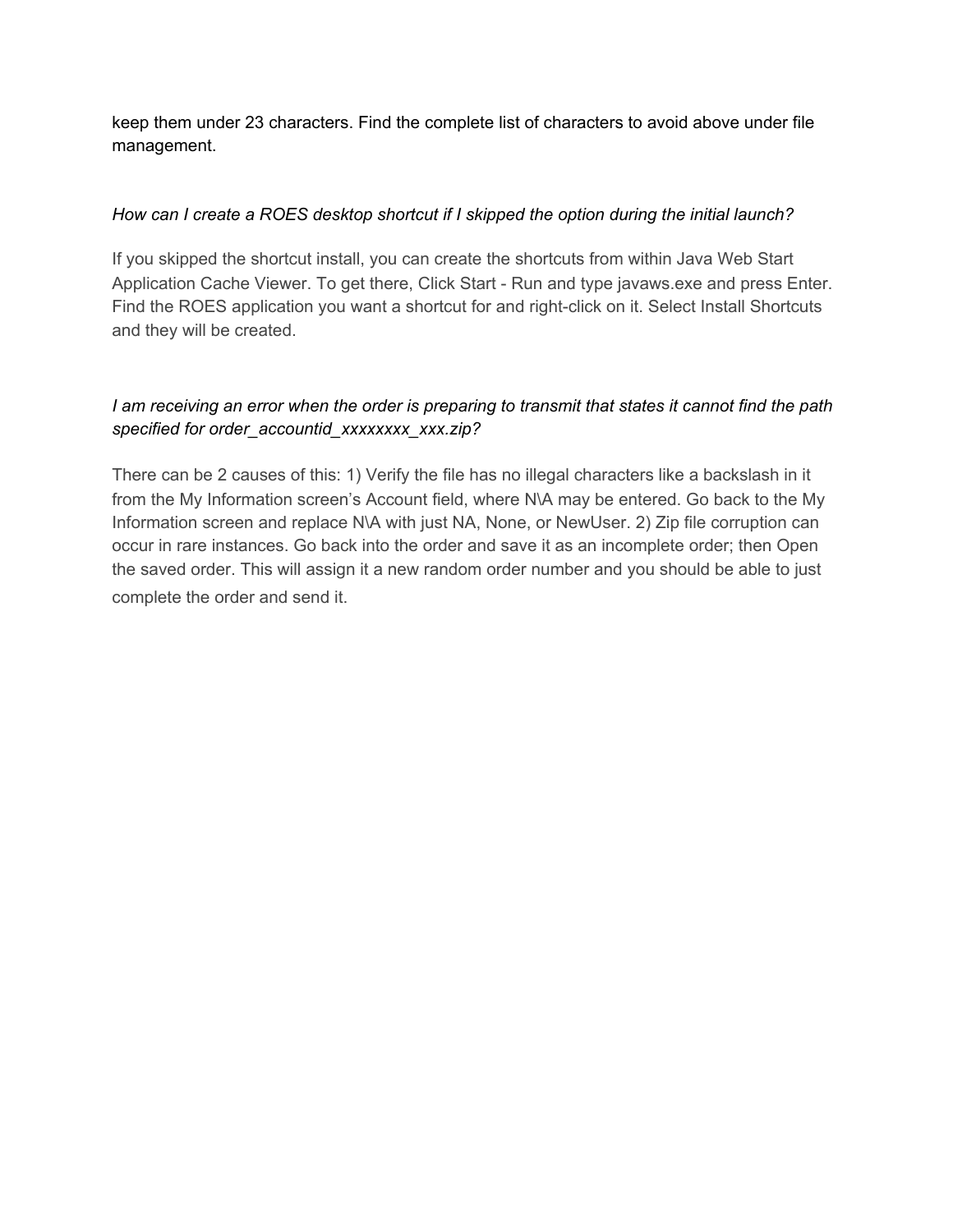keep them under 23 characters. Find the complete list of characters to avoid above under file management.

*How can I create a ROES desktop shortcut if I skipped the option during the initial launch?*

If you skipped the shortcut install, you can create the shortcuts from within Java Web Start Application Cache Viewer. To get there, Click Start - Run and type javaws.exe and press Enter. Find the ROES application you want a shortcut for and right-click on it. Select Install Shortcuts and they will be created.

*I am receiving an error when the order is preparing to transmit that states it cannot find the path specified for order_accountid_xxxxxxxx_xxx.zip?*

There can be 2 causes of this: 1) Verify the file has no illegal characters like a backslash in it from the My Information screen's Account field, where N\A may be entered. Go back to the My Information screen and replace N\A with just NA, None, or NewUser. 2) Zip file corruption can occur in rare instances. Go back into the order and save it as an incomplete order; then Open the saved order. This will assign it a new random order number and you should be able to just complete the order and send it.